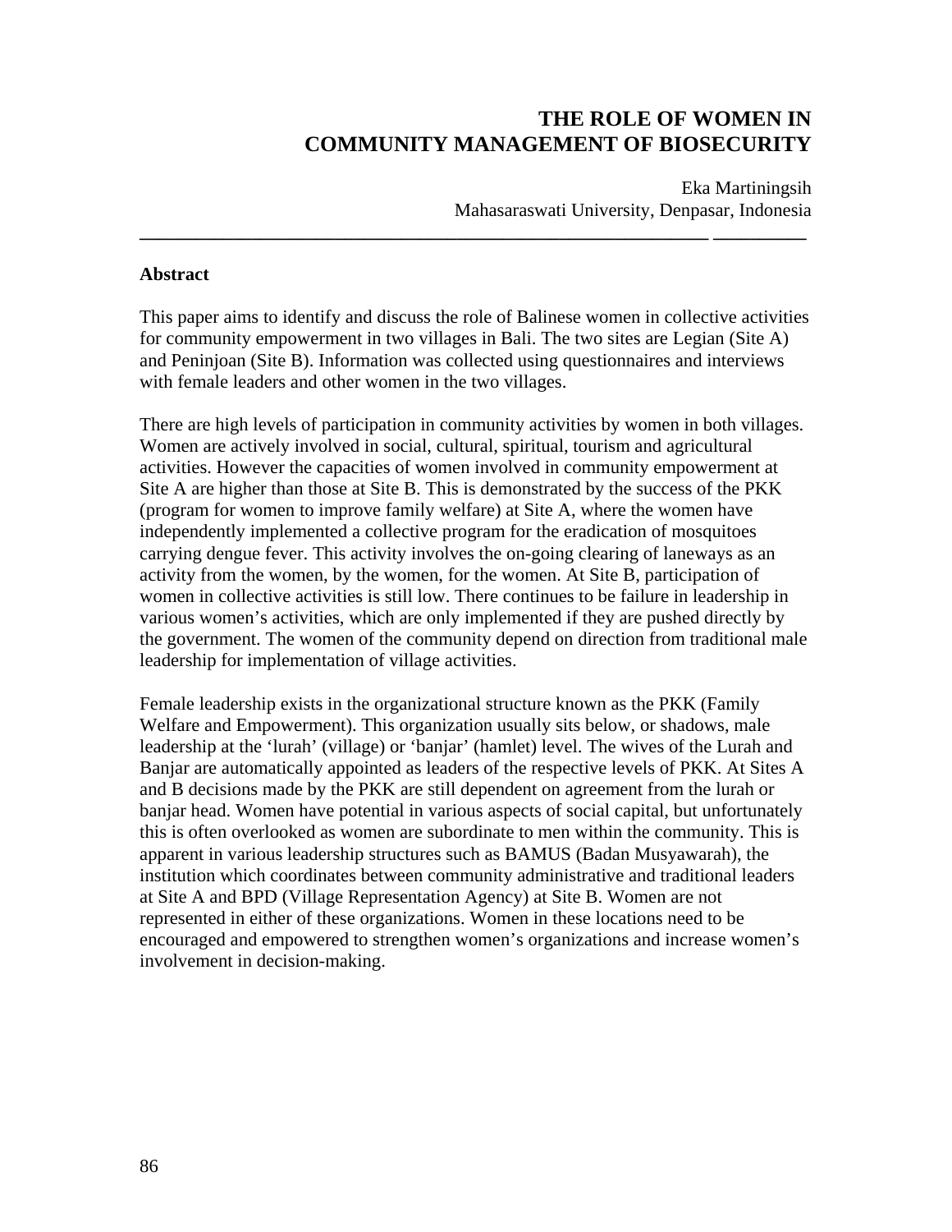# THE ROLE OF WOMEN IN COMMUNITY MANAGEMENT OF BIOSECURITY

Eka Martiningsih
Mahasaraswati University, Denpasar, Indonesia

---

**Abstract**

This paper aims to identify and discuss the role of Balinese women in collective activities for community empowerment in two villages in Bali. The two sites are Legian (Site A) and Peninjoan (Site B). Information was collected using questionnaires and interviews with female leaders and other women in the two villages.

There are high levels of participation in community activities by women in both villages. Women are actively involved in social, cultural, spiritual, tourism and agricultural activities. However the capacities of women involved in community empowerment at Site A are higher than those at Site B. This is demonstrated by the success of the PKK (program for women to improve family welfare) at Site A, where the women have independently implemented a collective program for the eradication of mosquitoes carrying dengue fever. This activity involves the on-going clearing of laneways as an activity from the women, by the women, for the women. At Site B, participation of women in collective activities is still low. There continues to be failure in leadership in various women's activities, which are only implemented if they are pushed directly by the government. The women of the community depend on direction from traditional male leadership for implementation of village activities.

Female leadership exists in the organizational structure known as the PKK (Family Welfare and Empowerment). This organization usually sits below, or shadows, male leadership at the 'lurah' (village) or 'banjar' (hamlet) level. The wives of the Lurah and Banjar are automatically appointed as leaders of the respective levels of PKK. At Sites A and B decisions made by the PKK are still dependent on agreement from the lurah or banjar head. Women have potential in various aspects of social capital, but unfortunately this is often overlooked as women are subordinate to men within the community. This is apparent in various leadership structures such as BAMUS (Badan Musyawarah), the institution which coordinates between community administrative and traditional leaders at Site A and BPD (Village Representation Agency) at Site B. Women are not represented in either of these organizations. Women in these locations need to be encouraged and empowered to strengthen women's organizations and increase women's involvement in decision-making.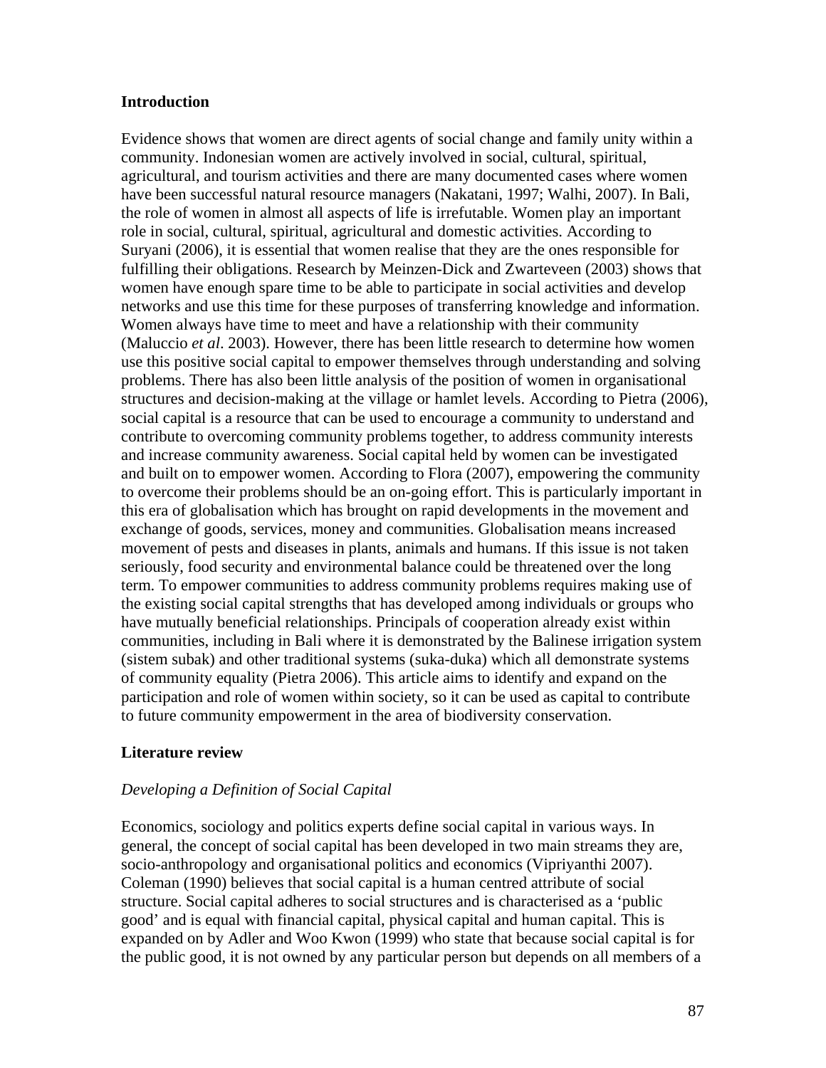## Introduction

Evidence shows that women are direct agents of social change and family unity within a community. Indonesian women are actively involved in social, cultural, spiritual, agricultural, and tourism activities and there are many documented cases where women have been successful natural resource managers (Nakatani, 1997; Walhi, 2007). In Bali, the role of women in almost all aspects of life is irrefutable. Women play an important role in social, cultural, spiritual, agricultural and domestic activities. According to Suryani (2006), it is essential that women realise that they are the ones responsible for fulfilling their obligations. Research by Meinzen-Dick and Zwarteveen (2003) shows that women have enough spare time to be able to participate in social activities and develop networks and use this time for these purposes of transferring knowledge and information. Women always have time to meet and have a relationship with their community (Maluccio *et al*. 2003). However, there has been little research to determine how women use this positive social capital to empower themselves through understanding and solving problems. There has also been little analysis of the position of women in organisational structures and decision-making at the village or hamlet levels. According to Pietra (2006), social capital is a resource that can be used to encourage a community to understand and contribute to overcoming community problems together, to address community interests and increase community awareness. Social capital held by women can be investigated and built on to empower women. According to Flora (2007), empowering the community to overcome their problems should be an on-going effort. This is particularly important in this era of globalisation which has brought on rapid developments in the movement and exchange of goods, services, money and communities. Globalisation means increased movement of pests and diseases in plants, animals and humans. If this issue is not taken seriously, food security and environmental balance could be threatened over the long term. To empower communities to address community problems requires making use of the existing social capital strengths that has developed among individuals or groups who have mutually beneficial relationships. Principals of cooperation already exist within communities, including in Bali where it is demonstrated by the Balinese irrigation system (sistem subak) and other traditional systems (suka-duka) which all demonstrate systems of community equality (Pietra 2006). This article aims to identify and expand on the participation and role of women within society, so it can be used as capital to contribute to future community empowerment in the area of biodiversity conservation.

## Literature review

### *Developing a Definition of Social Capital*

Economics, sociology and politics experts define social capital in various ways. In general, the concept of social capital has been developed in two main streams they are, socio-anthropology and organisational politics and economics (Vipriyanthi 2007). Coleman (1990) believes that social capital is a human centred attribute of social structure. Social capital adheres to social structures and is characterised as a 'public good' and is equal with financial capital, physical capital and human capital. This is expanded on by Adler and Woo Kwon (1999) who state that because social capital is for the public good, it is not owned by any particular person but depends on all members of a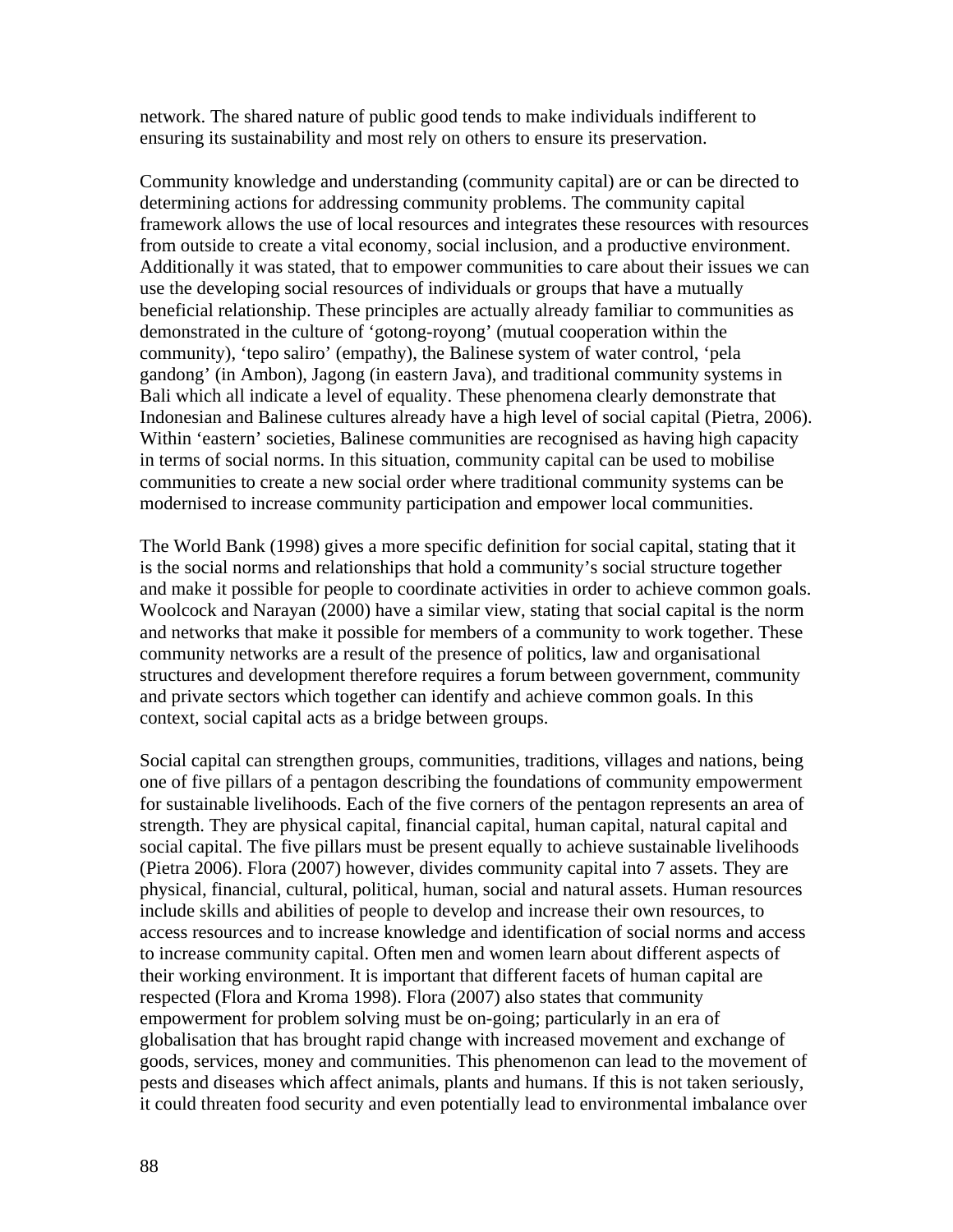network. The shared nature of public good tends to make individuals indifferent to ensuring its sustainability and most rely on others to ensure its preservation.

Community knowledge and understanding (community capital) are or can be directed to determining actions for addressing community problems. The community capital framework allows the use of local resources and integrates these resources with resources from outside to create a vital economy, social inclusion, and a productive environment. Additionally it was stated, that to empower communities to care about their issues we can use the developing social resources of individuals or groups that have a mutually beneficial relationship. These principles are actually already familiar to communities as demonstrated in the culture of 'gotong-royong' (mutual cooperation within the community), 'tepo saliro' (empathy), the Balinese system of water control, 'pela gandong' (in Ambon), Jagong (in eastern Java), and traditional community systems in Bali which all indicate a level of equality. These phenomena clearly demonstrate that Indonesian and Balinese cultures already have a high level of social capital (Pietra, 2006). Within 'eastern' societies, Balinese communities are recognised as having high capacity in terms of social norms. In this situation, community capital can be used to mobilise communities to create a new social order where traditional community systems can be modernised to increase community participation and empower local communities.

The World Bank (1998) gives a more specific definition for social capital, stating that it is the social norms and relationships that hold a community's social structure together and make it possible for people to coordinate activities in order to achieve common goals. Woolcock and Narayan (2000) have a similar view, stating that social capital is the norm and networks that make it possible for members of a community to work together. These community networks are a result of the presence of politics, law and organisational structures and development therefore requires a forum between government, community and private sectors which together can identify and achieve common goals. In this context, social capital acts as a bridge between groups.

Social capital can strengthen groups, communities, traditions, villages and nations, being one of five pillars of a pentagon describing the foundations of community empowerment for sustainable livelihoods. Each of the five corners of the pentagon represents an area of strength. They are physical capital, financial capital, human capital, natural capital and social capital. The five pillars must be present equally to achieve sustainable livelihoods (Pietra 2006). Flora (2007) however, divides community capital into 7 assets. They are physical, financial, cultural, political, human, social and natural assets. Human resources include skills and abilities of people to develop and increase their own resources, to access resources and to increase knowledge and identification of social norms and access to increase community capital. Often men and women learn about different aspects of their working environment. It is important that different facets of human capital are respected (Flora and Kroma 1998). Flora (2007) also states that community empowerment for problem solving must be on-going; particularly in an era of globalisation that has brought rapid change with increased movement and exchange of goods, services, money and communities. This phenomenon can lead to the movement of pests and diseases which affect animals, plants and humans. If this is not taken seriously, it could threaten food security and even potentially lead to environmental imbalance over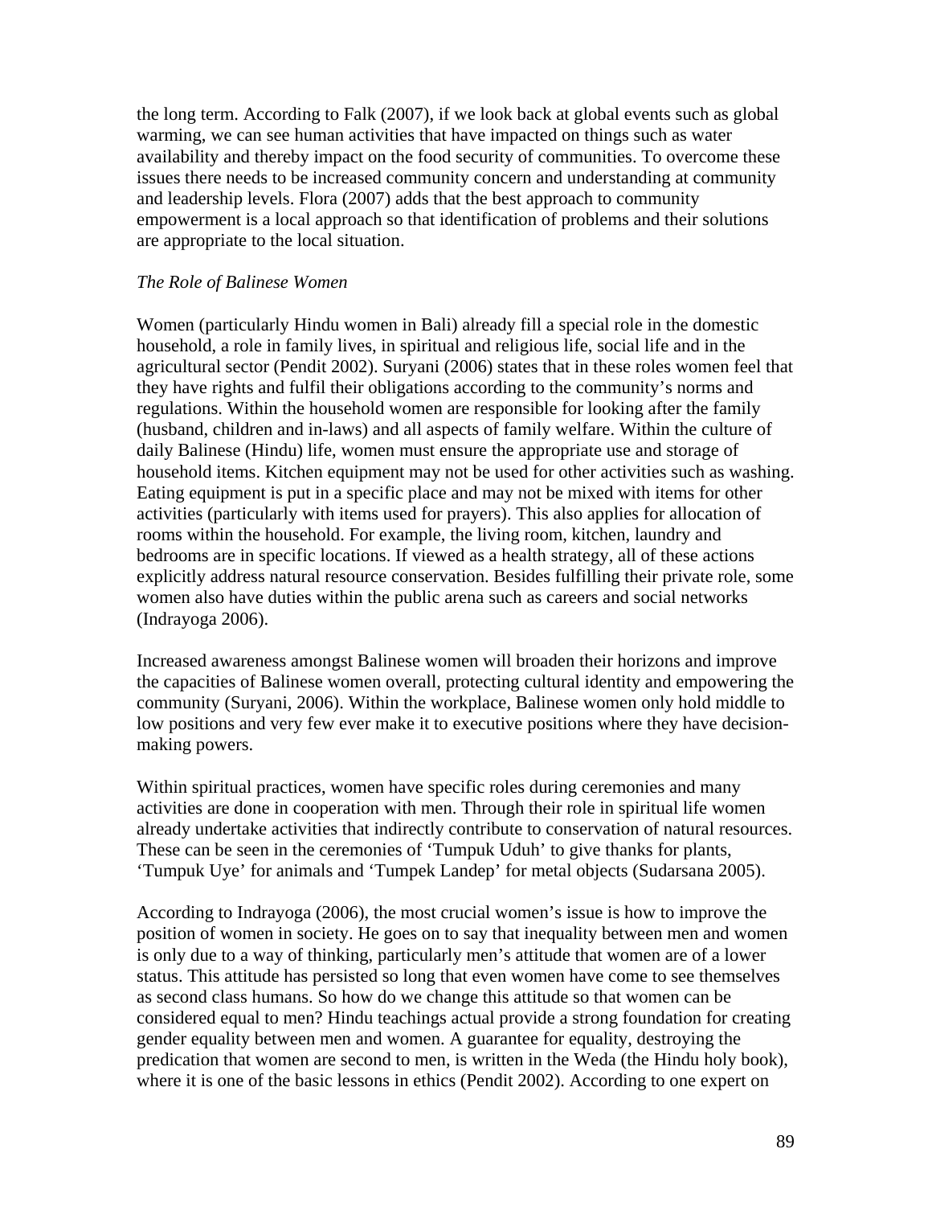the long term. According to Falk (2007), if we look back at global events such as global warming, we can see human activities that have impacted on things such as water availability and thereby impact on the food security of communities. To overcome these issues there needs to be increased community concern and understanding at community and leadership levels. Flora (2007) adds that the best approach to community empowerment is a local approach so that identification of problems and their solutions are appropriate to the local situation.

*The Role of Balinese Women*

Women (particularly Hindu women in Bali) already fill a special role in the domestic household, a role in family lives, in spiritual and religious life, social life and in the agricultural sector (Pendit 2002). Suryani (2006) states that in these roles women feel that they have rights and fulfil their obligations according to the community's norms and regulations. Within the household women are responsible for looking after the family (husband, children and in-laws) and all aspects of family welfare. Within the culture of daily Balinese (Hindu) life, women must ensure the appropriate use and storage of household items. Kitchen equipment may not be used for other activities such as washing. Eating equipment is put in a specific place and may not be mixed with items for other activities (particularly with items used for prayers). This also applies for allocation of rooms within the household. For example, the living room, kitchen, laundry and bedrooms are in specific locations. If viewed as a health strategy, all of these actions explicitly address natural resource conservation. Besides fulfilling their private role, some women also have duties within the public arena such as careers and social networks (Indrayoga 2006).

Increased awareness amongst Balinese women will broaden their horizons and improve the capacities of Balinese women overall, protecting cultural identity and empowering the community (Suryani, 2006). Within the workplace, Balinese women only hold middle to low positions and very few ever make it to executive positions where they have decision-making powers.

Within spiritual practices, women have specific roles during ceremonies and many activities are done in cooperation with men. Through their role in spiritual life women already undertake activities that indirectly contribute to conservation of natural resources. These can be seen in the ceremonies of 'Tumpuk Uduh' to give thanks for plants, 'Tumpuk Uye' for animals and 'Tumpek Landep' for metal objects (Sudarsana 2005).

According to Indrayoga (2006), the most crucial women's issue is how to improve the position of women in society. He goes on to say that inequality between men and women is only due to a way of thinking, particularly men's attitude that women are of a lower status. This attitude has persisted so long that even women have come to see themselves as second class humans. So how do we change this attitude so that women can be considered equal to men? Hindu teachings actual provide a strong foundation for creating gender equality between men and women. A guarantee for equality, destroying the predication that women are second to men, is written in the Weda (the Hindu holy book), where it is one of the basic lessons in ethics (Pendit 2002). According to one expert on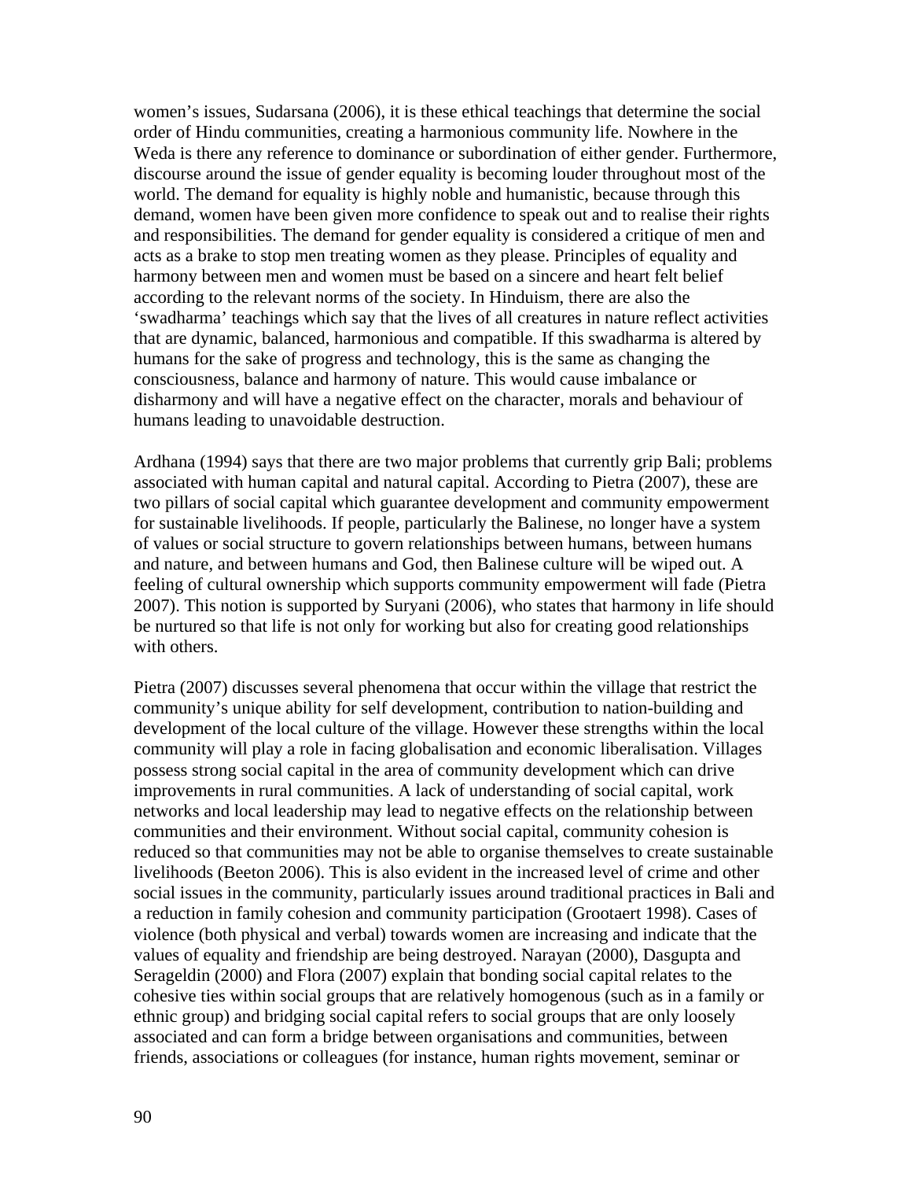women's issues, Sudarsana (2006), it is these ethical teachings that determine the social order of Hindu communities, creating a harmonious community life. Nowhere in the Weda is there any reference to dominance or subordination of either gender. Furthermore, discourse around the issue of gender equality is becoming louder throughout most of the world. The demand for equality is highly noble and humanistic, because through this demand, women have been given more confidence to speak out and to realise their rights and responsibilities. The demand for gender equality is considered a critique of men and acts as a brake to stop men treating women as they please. Principles of equality and harmony between men and women must be based on a sincere and heart felt belief according to the relevant norms of the society. In Hinduism, there are also the 'swadharma' teachings which say that the lives of all creatures in nature reflect activities that are dynamic, balanced, harmonious and compatible. If this swadharma is altered by humans for the sake of progress and technology, this is the same as changing the consciousness, balance and harmony of nature. This would cause imbalance or disharmony and will have a negative effect on the character, morals and behaviour of humans leading to unavoidable destruction.

Ardhana (1994) says that there are two major problems that currently grip Bali; problems associated with human capital and natural capital. According to Pietra (2007), these are two pillars of social capital which guarantee development and community empowerment for sustainable livelihoods. If people, particularly the Balinese, no longer have a system of values or social structure to govern relationships between humans, between humans and nature, and between humans and God, then Balinese culture will be wiped out. A feeling of cultural ownership which supports community empowerment will fade (Pietra 2007). This notion is supported by Suryani (2006), who states that harmony in life should be nurtured so that life is not only for working but also for creating good relationships with others.

Pietra (2007) discusses several phenomena that occur within the village that restrict the community's unique ability for self development, contribution to nation-building and development of the local culture of the village. However these strengths within the local community will play a role in facing globalisation and economic liberalisation. Villages possess strong social capital in the area of community development which can drive improvements in rural communities. A lack of understanding of social capital, work networks and local leadership may lead to negative effects on the relationship between communities and their environment. Without social capital, community cohesion is reduced so that communities may not be able to organise themselves to create sustainable livelihoods (Beeton 2006). This is also evident in the increased level of crime and other social issues in the community, particularly issues around traditional practices in Bali and a reduction in family cohesion and community participation (Grootaert 1998). Cases of violence (both physical and verbal) towards women are increasing and indicate that the values of equality and friendship are being destroyed. Narayan (2000), Dasgupta and Serageldin (2000) and Flora (2007) explain that bonding social capital relates to the cohesive ties within social groups that are relatively homogenous (such as in a family or ethnic group) and bridging social capital refers to social groups that are only loosely associated and can form a bridge between organisations and communities, between friends, associations or colleagues (for instance, human rights movement, seminar or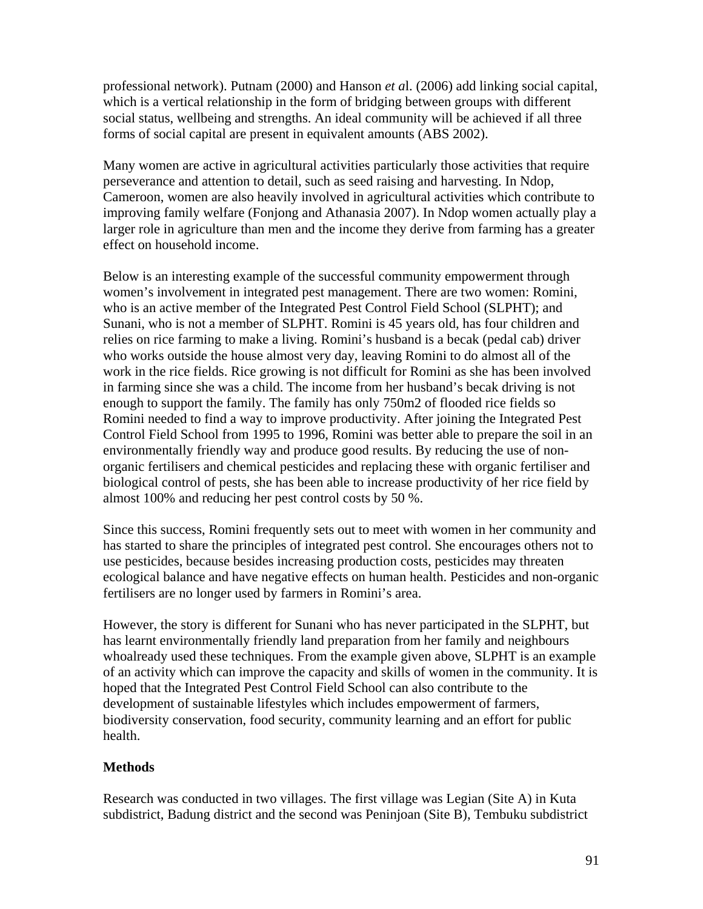professional network). Putnam (2000) and Hanson *et a*l. (2006) add linking social capital, which is a vertical relationship in the form of bridging between groups with different social status, wellbeing and strengths. An ideal community will be achieved if all three forms of social capital are present in equivalent amounts (ABS 2002).

Many women are active in agricultural activities particularly those activities that require perseverance and attention to detail, such as seed raising and harvesting. In Ndop, Cameroon, women are also heavily involved in agricultural activities which contribute to improving family welfare (Fonjong and Athanasia 2007). In Ndop women actually play a larger role in agriculture than men and the income they derive from farming has a greater effect on household income.

Below is an interesting example of the successful community empowerment through women's involvement in integrated pest management. There are two women: Romini, who is an active member of the Integrated Pest Control Field School (SLPHT); and Sunani, who is not a member of SLPHT. Romini is 45 years old, has four children and relies on rice farming to make a living. Romini's husband is a becak (pedal cab) driver who works outside the house almost very day, leaving Romini to do almost all of the work in the rice fields. Rice growing is not difficult for Romini as she has been involved in farming since she was a child. The income from her husband's becak driving is not enough to support the family. The family has only 750m2 of flooded rice fields so Romini needed to find a way to improve productivity. After joining the Integrated Pest Control Field School from 1995 to 1996, Romini was better able to prepare the soil in an environmentally friendly way and produce good results. By reducing the use of non-organic fertilisers and chemical pesticides and replacing these with organic fertiliser and biological control of pests, she has been able to increase productivity of her rice field by almost 100% and reducing her pest control costs by 50 %.

Since this success, Romini frequently sets out to meet with women in her community and has started to share the principles of integrated pest control. She encourages others not to use pesticides, because besides increasing production costs, pesticides may threaten ecological balance and have negative effects on human health. Pesticides and non-organic fertilisers are no longer used by farmers in Romini's area.

However, the story is different for Sunani who has never participated in the SLPHT, but has learnt environmentally friendly land preparation from her family and neighbours whoalready used these techniques. From the example given above, SLPHT is an example of an activity which can improve the capacity and skills of women in the community. It is hoped that the Integrated Pest Control Field School can also contribute to the development of sustainable lifestyles which includes empowerment of farmers, biodiversity conservation, food security, community learning and an effort for public health.

## Methods

Research was conducted in two villages. The first village was Legian (Site A) in Kuta subdistrict, Badung district and the second was Peninjoan (Site B), Tembuku subdistrict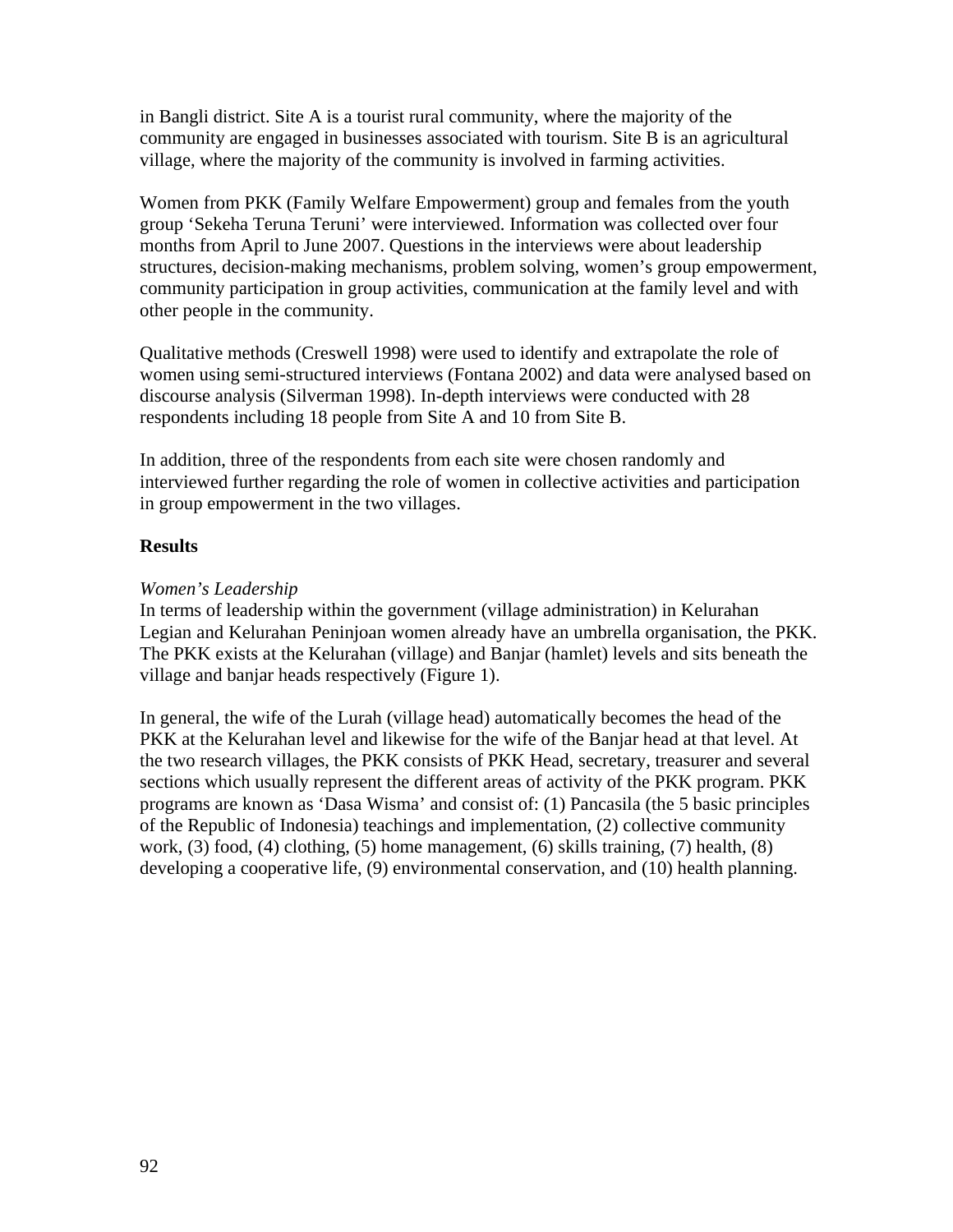in Bangli district. Site A is a tourist rural community, where the majority of the community are engaged in businesses associated with tourism. Site B is an agricultural village, where the majority of the community is involved in farming activities.

Women from PKK (Family Welfare Empowerment) group and females from the youth group 'Sekeha Teruna Teruni' were interviewed. Information was collected over four months from April to June 2007. Questions in the interviews were about leadership structures, decision-making mechanisms, problem solving, women's group empowerment, community participation in group activities, communication at the family level and with other people in the community.

Qualitative methods (Creswell 1998) were used to identify and extrapolate the role of women using semi-structured interviews (Fontana 2002) and data were analysed based on discourse analysis (Silverman 1998). In-depth interviews were conducted with 28 respondents including 18 people from Site A and 10 from Site B.

In addition, three of the respondents from each site were chosen randomly and interviewed further regarding the role of women in collective activities and participation in group empowerment in the two villages.

## Results

*Women's Leadership*

In terms of leadership within the government (village administration) in Kelurahan Legian and Kelurahan Peninjoan women already have an umbrella organisation, the PKK. The PKK exists at the Kelurahan (village) and Banjar (hamlet) levels and sits beneath the village and banjar heads respectively (Figure 1).

In general, the wife of the Lurah (village head) automatically becomes the head of the PKK at the Kelurahan level and likewise for the wife of the Banjar head at that level. At the two research villages, the PKK consists of PKK Head, secretary, treasurer and several sections which usually represent the different areas of activity of the PKK program. PKK programs are known as 'Dasa Wisma' and consist of: (1) Pancasila (the 5 basic principles of the Republic of Indonesia) teachings and implementation, (2) collective community work, (3) food, (4) clothing, (5) home management, (6) skills training, (7) health, (8) developing a cooperative life, (9) environmental conservation, and (10) health planning.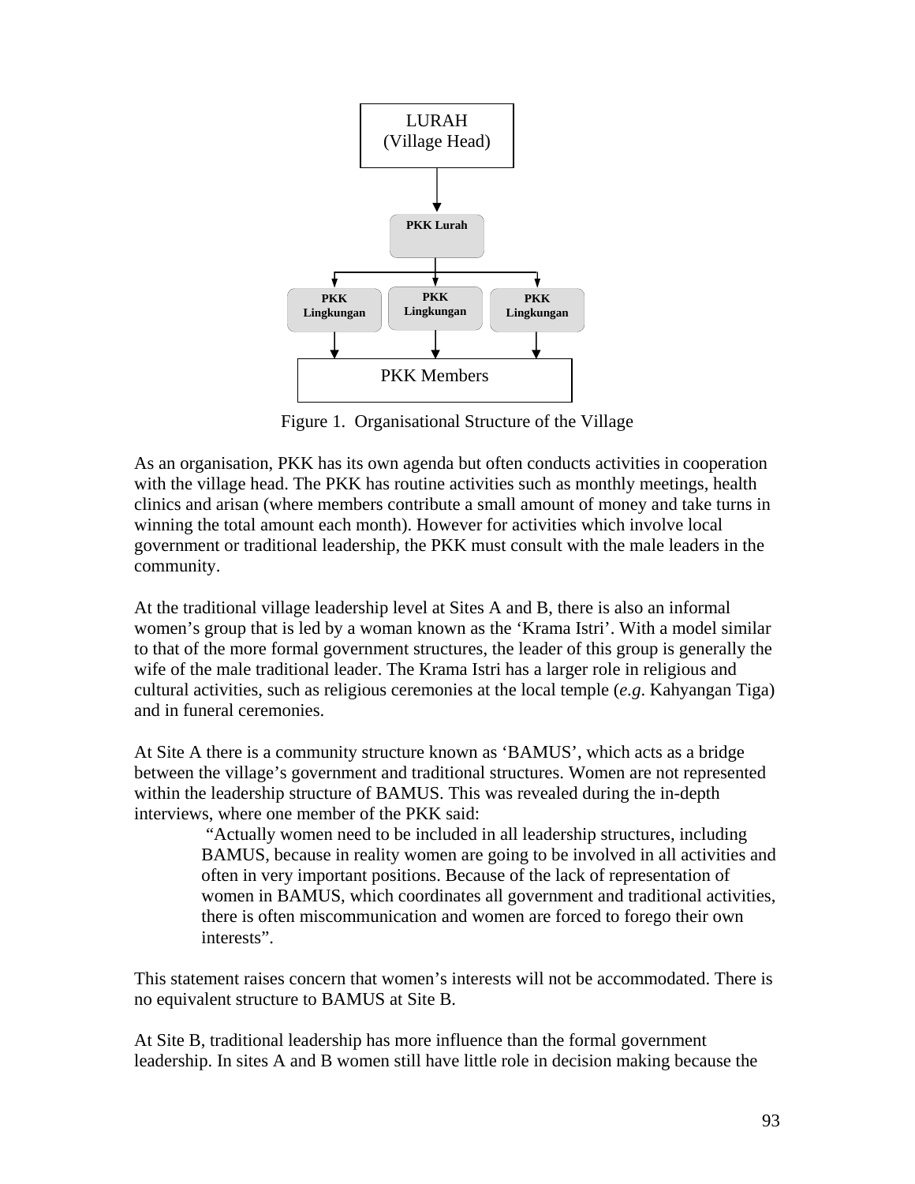LURAH
(Village Head)

PKK Lurah

PKK Lingkungan | PKK Lingkungan | PKK Lingkungan

PKK Members

Figure 1. Organisational Structure of the Village

As an organisation, PKK has its own agenda but often conducts activities in cooperation with the village head. The PKK has routine activities such as monthly meetings, health clinics and arisan (where members contribute a small amount of money and take turns in winning the total amount each month). However for activities which involve local government or traditional leadership, the PKK must consult with the male leaders in the community.

At the traditional village leadership level at Sites A and B, there is also an informal women's group that is led by a woman known as the 'Krama Istri'. With a model similar to that of the more formal government structures, the leader of this group is generally the wife of the male traditional leader. The Krama Istri has a larger role in religious and cultural activities, such as religious ceremonies at the local temple (*e.g*. Kahyangan Tiga) and in funeral ceremonies.

At Site A there is a community structure known as 'BAMUS', which acts as a bridge between the village's government and traditional structures. Women are not represented within the leadership structure of BAMUS. This was revealed during the in-depth interviews, where one member of the PKK said:

> "Actually women need to be included in all leadership structures, including BAMUS, because in reality women are going to be involved in all activities and often in very important positions. Because of the lack of representation of women in BAMUS, which coordinates all government and traditional activities, there is often miscommunication and women are forced to forego their own interests".

This statement raises concern that women's interests will not be accommodated. There is no equivalent structure to BAMUS at Site B.

At Site B, traditional leadership has more influence than the formal government leadership. In sites A and B women still have little role in decision making because the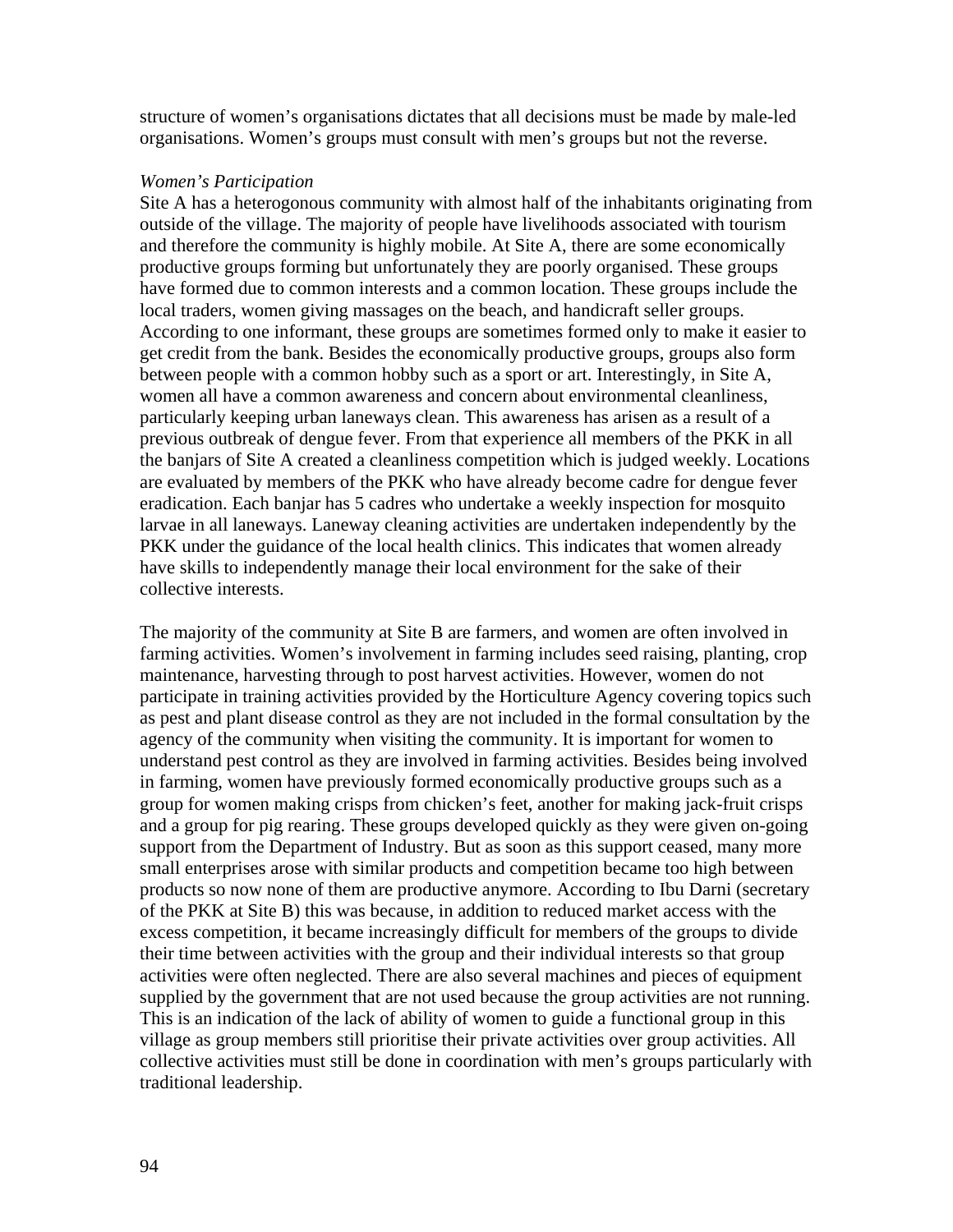structure of women's organisations dictates that all decisions must be made by male-led organisations. Women's groups must consult with men's groups but not the reverse.

*Women's Participation*

Site A has a heterogonous community with almost half of the inhabitants originating from outside of the village. The majority of people have livelihoods associated with tourism and therefore the community is highly mobile. At Site A, there are some economically productive groups forming but unfortunately they are poorly organised. These groups have formed due to common interests and a common location. These groups include the local traders, women giving massages on the beach, and handicraft seller groups. According to one informant, these groups are sometimes formed only to make it easier to get credit from the bank. Besides the economically productive groups, groups also form between people with a common hobby such as a sport or art. Interestingly, in Site A, women all have a common awareness and concern about environmental cleanliness, particularly keeping urban laneways clean. This awareness has arisen as a result of a previous outbreak of dengue fever. From that experience all members of the PKK in all the banjars of Site A created a cleanliness competition which is judged weekly. Locations are evaluated by members of the PKK who have already become cadre for dengue fever eradication. Each banjar has 5 cadres who undertake a weekly inspection for mosquito larvae in all laneways. Laneway cleaning activities are undertaken independently by the PKK under the guidance of the local health clinics. This indicates that women already have skills to independently manage their local environment for the sake of their collective interests.

The majority of the community at Site B are farmers, and women are often involved in farming activities. Women's involvement in farming includes seed raising, planting, crop maintenance, harvesting through to post harvest activities. However, women do not participate in training activities provided by the Horticulture Agency covering topics such as pest and plant disease control as they are not included in the formal consultation by the agency of the community when visiting the community. It is important for women to understand pest control as they are involved in farming activities. Besides being involved in farming, women have previously formed economically productive groups such as a group for women making crisps from chicken's feet, another for making jack-fruit crisps and a group for pig rearing. These groups developed quickly as they were given on-going support from the Department of Industry. But as soon as this support ceased, many more small enterprises arose with similar products and competition became too high between products so now none of them are productive anymore. According to Ibu Darni (secretary of the PKK at Site B) this was because, in addition to reduced market access with the excess competition, it became increasingly difficult for members of the groups to divide their time between activities with the group and their individual interests so that group activities were often neglected. There are also several machines and pieces of equipment supplied by the government that are not used because the group activities are not running. This is an indication of the lack of ability of women to guide a functional group in this village as group members still prioritise their private activities over group activities. All collective activities must still be done in coordination with men's groups particularly with traditional leadership.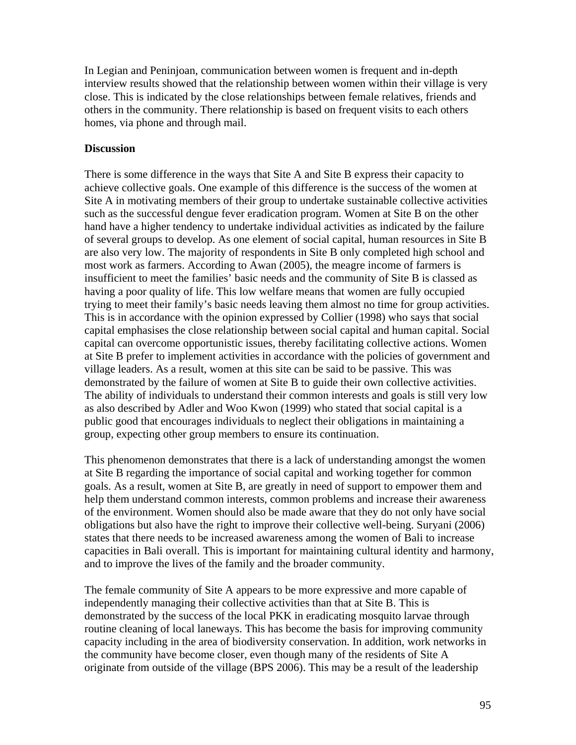In Legian and Peninjoan, communication between women is frequent and in-depth interview results showed that the relationship between women within their village is very close. This is indicated by the close relationships between female relatives, friends and others in the community. There relationship is based on frequent visits to each others homes, via phone and through mail.

**Discussion**

There is some difference in the ways that Site A and Site B express their capacity to achieve collective goals. One example of this difference is the success of the women at Site A in motivating members of their group to undertake sustainable collective activities such as the successful dengue fever eradication program. Women at Site B on the other hand have a higher tendency to undertake individual activities as indicated by the failure of several groups to develop. As one element of social capital, human resources in Site B are also very low. The majority of respondents in Site B only completed high school and most work as farmers. According to Awan (2005), the meagre income of farmers is insufficient to meet the families' basic needs and the community of Site B is classed as having a poor quality of life. This low welfare means that women are fully occupied trying to meet their family's basic needs leaving them almost no time for group activities. This is in accordance with the opinion expressed by Collier (1998) who says that social capital emphasises the close relationship between social capital and human capital. Social capital can overcome opportunistic issues, thereby facilitating collective actions. Women at Site B prefer to implement activities in accordance with the policies of government and village leaders. As a result, women at this site can be said to be passive. This was demonstrated by the failure of women at Site B to guide their own collective activities. The ability of individuals to understand their common interests and goals is still very low as also described by Adler and Woo Kwon (1999) who stated that social capital is a public good that encourages individuals to neglect their obligations in maintaining a group, expecting other group members to ensure its continuation.

This phenomenon demonstrates that there is a lack of understanding amongst the women at Site B regarding the importance of social capital and working together for common goals. As a result, women at Site B, are greatly in need of support to empower them and help them understand common interests, common problems and increase their awareness of the environment. Women should also be made aware that they do not only have social obligations but also have the right to improve their collective well-being. Suryani (2006) states that there needs to be increased awareness among the women of Bali to increase capacities in Bali overall. This is important for maintaining cultural identity and harmony, and to improve the lives of the family and the broader community.

The female community of Site A appears to be more expressive and more capable of independently managing their collective activities than that at Site B. This is demonstrated by the success of the local PKK in eradicating mosquito larvae through routine cleaning of local laneways. This has become the basis for improving community capacity including in the area of biodiversity conservation. In addition, work networks in the community have become closer, even though many of the residents of Site A originate from outside of the village (BPS 2006). This may be a result of the leadership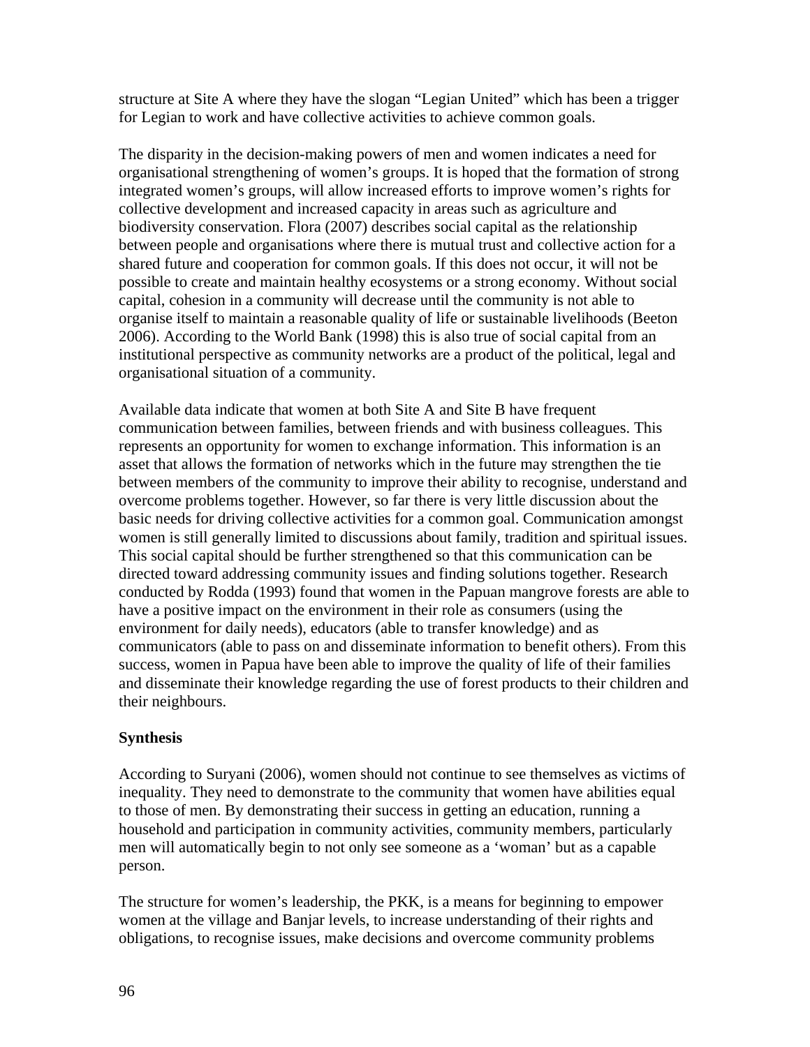structure at Site A where they have the slogan "Legian United" which has been a trigger for Legian to work and have collective activities to achieve common goals.

The disparity in the decision-making powers of men and women indicates a need for organisational strengthening of women's groups. It is hoped that the formation of strong integrated women's groups, will allow increased efforts to improve women's rights for collective development and increased capacity in areas such as agriculture and biodiversity conservation. Flora (2007) describes social capital as the relationship between people and organisations where there is mutual trust and collective action for a shared future and cooperation for common goals. If this does not occur, it will not be possible to create and maintain healthy ecosystems or a strong economy. Without social capital, cohesion in a community will decrease until the community is not able to organise itself to maintain a reasonable quality of life or sustainable livelihoods (Beeton 2006). According to the World Bank (1998) this is also true of social capital from an institutional perspective as community networks are a product of the political, legal and organisational situation of a community.

Available data indicate that women at both Site A and Site B have frequent communication between families, between friends and with business colleagues. This represents an opportunity for women to exchange information. This information is an asset that allows the formation of networks which in the future may strengthen the tie between members of the community to improve their ability to recognise, understand and overcome problems together. However, so far there is very little discussion about the basic needs for driving collective activities for a common goal. Communication amongst women is still generally limited to discussions about family, tradition and spiritual issues. This social capital should be further strengthened so that this communication can be directed toward addressing community issues and finding solutions together. Research conducted by Rodda (1993) found that women in the Papuan mangrove forests are able to have a positive impact on the environment in their role as consumers (using the environment for daily needs), educators (able to transfer knowledge) and as communicators (able to pass on and disseminate information to benefit others). From this success, women in Papua have been able to improve the quality of life of their families and disseminate their knowledge regarding the use of forest products to their children and their neighbours.

## Synthesis

According to Suryani (2006), women should not continue to see themselves as victims of inequality. They need to demonstrate to the community that women have abilities equal to those of men. By demonstrating their success in getting an education, running a household and participation in community activities, community members, particularly men will automatically begin to not only see someone as a 'woman' but as a capable person.

The structure for women's leadership, the PKK, is a means for beginning to empower women at the village and Banjar levels, to increase understanding of their rights and obligations, to recognise issues, make decisions and overcome community problems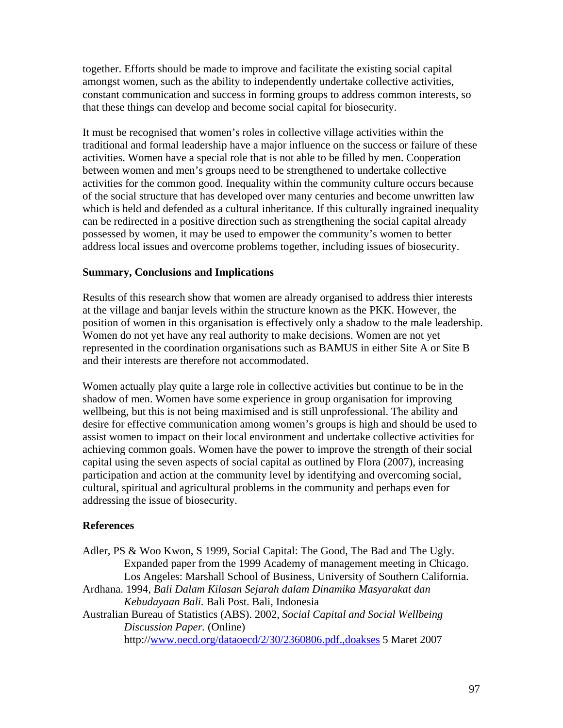together. Efforts should be made to improve and facilitate the existing social capital amongst women, such as the ability to independently undertake collective activities, constant communication and success in forming groups to address common interests, so that these things can develop and become social capital for biosecurity.

It must be recognised that women's roles in collective village activities within the traditional and formal leadership have a major influence on the success or failure of these activities. Women have a special role that is not able to be filled by men. Cooperation between women and men's groups need to be strengthened to undertake collective activities for the common good. Inequality within the community culture occurs because of the social structure that has developed over many centuries and become unwritten law which is held and defended as a cultural inheritance. If this culturally ingrained inequality can be redirected in a positive direction such as strengthening the social capital already possessed by women, it may be used to empower the community's women to better address local issues and overcome problems together, including issues of biosecurity.

### Summary, Conclusions and Implications

Results of this research show that women are already organised to address thier interests at the village and banjar levels within the structure known as the PKK. However, the position of women in this organisation is effectively only a shadow to the male leadership. Women do not yet have any real authority to make decisions. Women are not yet represented in the coordination organisations such as BAMUS in either Site A or Site B and their interests are therefore not accommodated.

Women actually play quite a large role in collective activities but continue to be in the shadow of men. Women have some experience in group organisation for improving wellbeing, but this is not being maximised and is still unprofessional. The ability and desire for effective communication among women's groups is high and should be used to assist women to impact on their local environment and undertake collective activities for achieving common goals. Women have the power to improve the strength of their social capital using the seven aspects of social capital as outlined by Flora (2007), increasing participation and action at the community level by identifying and overcoming social, cultural, spiritual and agricultural problems in the community and perhaps even for addressing the issue of biosecurity.

### References

Adler, PS & Woo Kwon, S 1999, Social Capital: The Good, The Bad and The Ugly. Expanded paper from the 1999 Academy of management meeting in Chicago. Los Angeles: Marshall School of Business, University of Southern California.

Ardhana. 1994, *Bali Dalam Kilasan Sejarah dalam Dinamika Masyarakat dan Kebudayaan Bali*. Bali Post. Bali, Indonesia

Australian Bureau of Statistics (ABS). 2002, *Social Capital and Social Wellbeing Discussion Paper.* (Online) http://www.oecd.org/dataoecd/2/30/2360806.pdf.,doakses 5 Maret 2007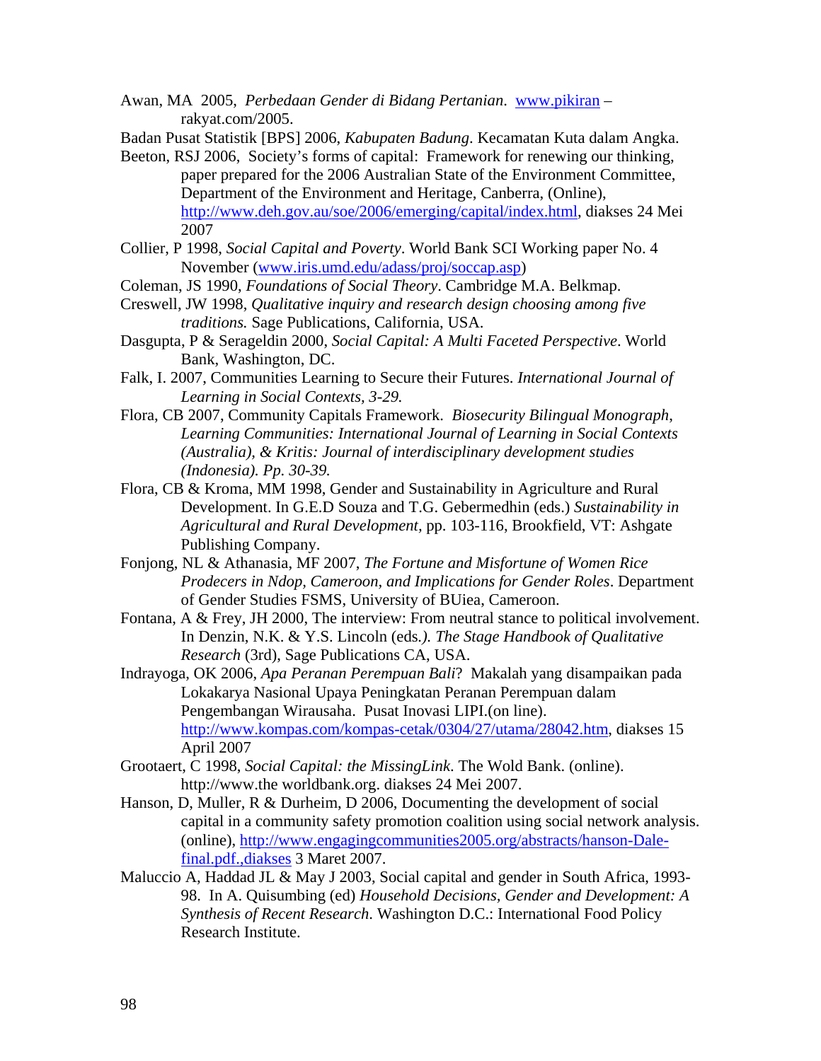Awan, MA 2005, *Perbedaan Gender di Bidang Pertanian*. www.pikiran – rakyat.com/2005.

Badan Pusat Statistik [BPS] 2006, *Kabupaten Badung*. Kecamatan Kuta dalam Angka.

Beeton, RSJ 2006, Society's forms of capital: Framework for renewing our thinking, paper prepared for the 2006 Australian State of the Environment Committee, Department of the Environment and Heritage, Canberra, (Online), http://www.deh.gov.au/soe/2006/emerging/capital/index.html, diakses 24 Mei 2007

Collier, P 1998, *Social Capital and Poverty*. World Bank SCI Working paper No. 4 November (www.iris.umd.edu/adass/proj/soccap.asp)

Coleman, JS 1990, *Foundations of Social Theory*. Cambridge M.A. Belkmap.

Creswell, JW 1998, *Qualitative inquiry and research design choosing among five traditions.* Sage Publications, California, USA.

Dasgupta, P & Serageldin 2000, *Social Capital: A Multi Faceted Perspective*. World Bank, Washington, DC.

Falk, I. 2007, Communities Learning to Secure their Futures. *International Journal of Learning in Social Contexts, 3-29.*

Flora, CB 2007, Community Capitals Framework. *Biosecurity Bilingual Monograph, Learning Communities: International Journal of Learning in Social Contexts (Australia), & Kritis: Journal of interdisciplinary development studies (Indonesia). Pp. 30-39.*

Flora, CB & Kroma, MM 1998, Gender and Sustainability in Agriculture and Rural Development. In G.E.D Souza and T.G. Gebermedhin (eds.) *Sustainability in Agricultural and Rural Development*, pp. 103-116, Brookfield, VT: Ashgate Publishing Company.

Fonjong, NL & Athanasia, MF 2007, *The Fortune and Misfortune of Women Rice Prodecers in Ndop, Cameroon, and Implications for Gender Roles*. Department of Gender Studies FSMS, University of BUiea, Cameroon.

Fontana, A & Frey, JH 2000, The interview: From neutral stance to political involvement. In Denzin, N.K. & Y.S. Lincoln (eds.). *The Stage Handbook of Qualitative Research* (3rd), Sage Publications CA, USA.

Indrayoga, OK 2006, *Apa Peranan Perempuan Bali*? Makalah yang disampaikan pada Lokakarya Nasional Upaya Peningkatan Peranan Perempuan dalam Pengembangan Wirausaha. Pusat Inovasi LIPI.(on line). http://www.kompas.com/kompas-cetak/0304/27/utama/28042.htm, diakses 15 April 2007

Grootaert, C 1998, *Social Capital: the MissingLink*. The Wold Bank. (online). http://www.the worldbank.org. diakses 24 Mei 2007.

Hanson, D, Muller, R & Durheim, D 2006, Documenting the development of social capital in a community safety promotion coalition using social network analysis. (online), http://www.engagingcommunities2005.org/abstracts/hanson-Dale-final.pdf.,diakses 3 Maret 2007.

Maluccio A, Haddad JL & May J 2003, Social capital and gender in South Africa, 1993-98. In A. Quisumbing (ed) *Household Decisions, Gender and Development: A Synthesis of Recent Research*. Washington D.C.: International Food Policy Research Institute.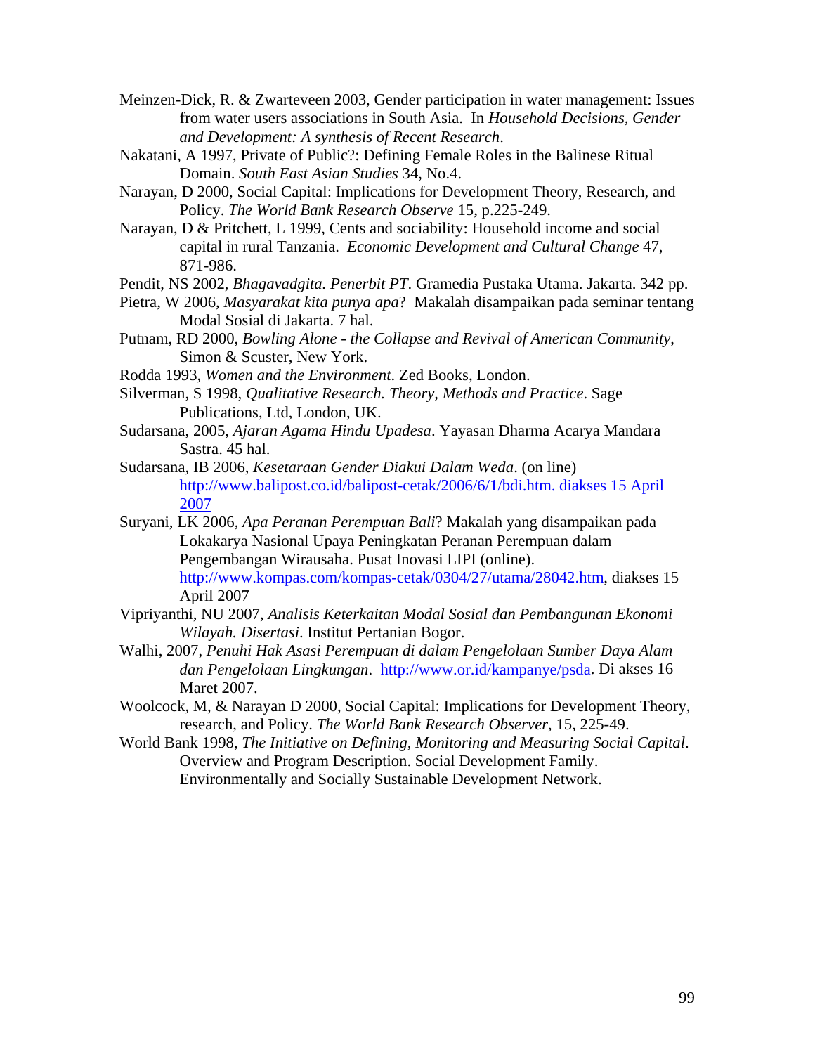Meinzen-Dick, R. & Zwarteveen 2003, Gender participation in water management: Issues from water users associations in South Asia. In *Household Decisions, Gender and Development: A synthesis of Recent Research*.

Nakatani, A 1997, Private of Public?: Defining Female Roles in the Balinese Ritual Domain. *South East Asian Studies* 34, No.4.

Narayan, D 2000, Social Capital: Implications for Development Theory, Research, and Policy. *The World Bank Research Observe* 15, p.225-249.

Narayan, D & Pritchett, L 1999, Cents and sociability: Household income and social capital in rural Tanzania. *Economic Development and Cultural Change* 47, 871-986.

Pendit, NS 2002, *Bhagavadgita. Penerbit PT*. Gramedia Pustaka Utama. Jakarta. 342 pp.

Pietra, W 2006, *Masyarakat kita punya apa*? Makalah disampaikan pada seminar tentang Modal Sosial di Jakarta. 7 hal.

Putnam, RD 2000, *Bowling Alone - the Collapse and Revival of American Community*, Simon & Scuster, New York.

Rodda 1993, *Women and the Environment*. Zed Books, London.

Silverman, S 1998, *Qualitative Research. Theory, Methods and Practice*. Sage Publications, Ltd, London, UK.

Sudarsana, 2005, *Ajaran Agama Hindu Upadesa*. Yayasan Dharma Acarya Mandara Sastra. 45 hal.

Sudarsana, IB 2006, *Kesetaraan Gender Diakui Dalam Weda*. (on line) http://www.balipost.co.id/balipost-cetak/2006/6/1/bdi.htm. diakses 15 April 2007

Suryani, LK 2006, *Apa Peranan Perempuan Bali*? Makalah yang disampaikan pada Lokakarya Nasional Upaya Peningkatan Peranan Perempuan dalam Pengembangan Wirausaha. Pusat Inovasi LIPI (online). http://www.kompas.com/kompas-cetak/0304/27/utama/28042.htm, diakses 15 April 2007

Vipriyanthi, NU 2007, *Analisis Keterkaitan Modal Sosial dan Pembangunan Ekonomi Wilayah. Disertasi*. Institut Pertanian Bogor.

Walhi, 2007, *Penuhi Hak Asasi Perempuan di dalam Pengelolaan Sumber Daya Alam dan Pengelolaan Lingkungan*. http://www.or.id/kampanye/psda. Di akses 16 Maret 2007.

Woolcock, M, & Narayan D 2000, Social Capital: Implications for Development Theory, research, and Policy. *The World Bank Research Observer*, 15, 225-49.

World Bank 1998, *The Initiative on Defining, Monitoring and Measuring Social Capital*. Overview and Program Description. Social Development Family. Environmentally and Socially Sustainable Development Network.